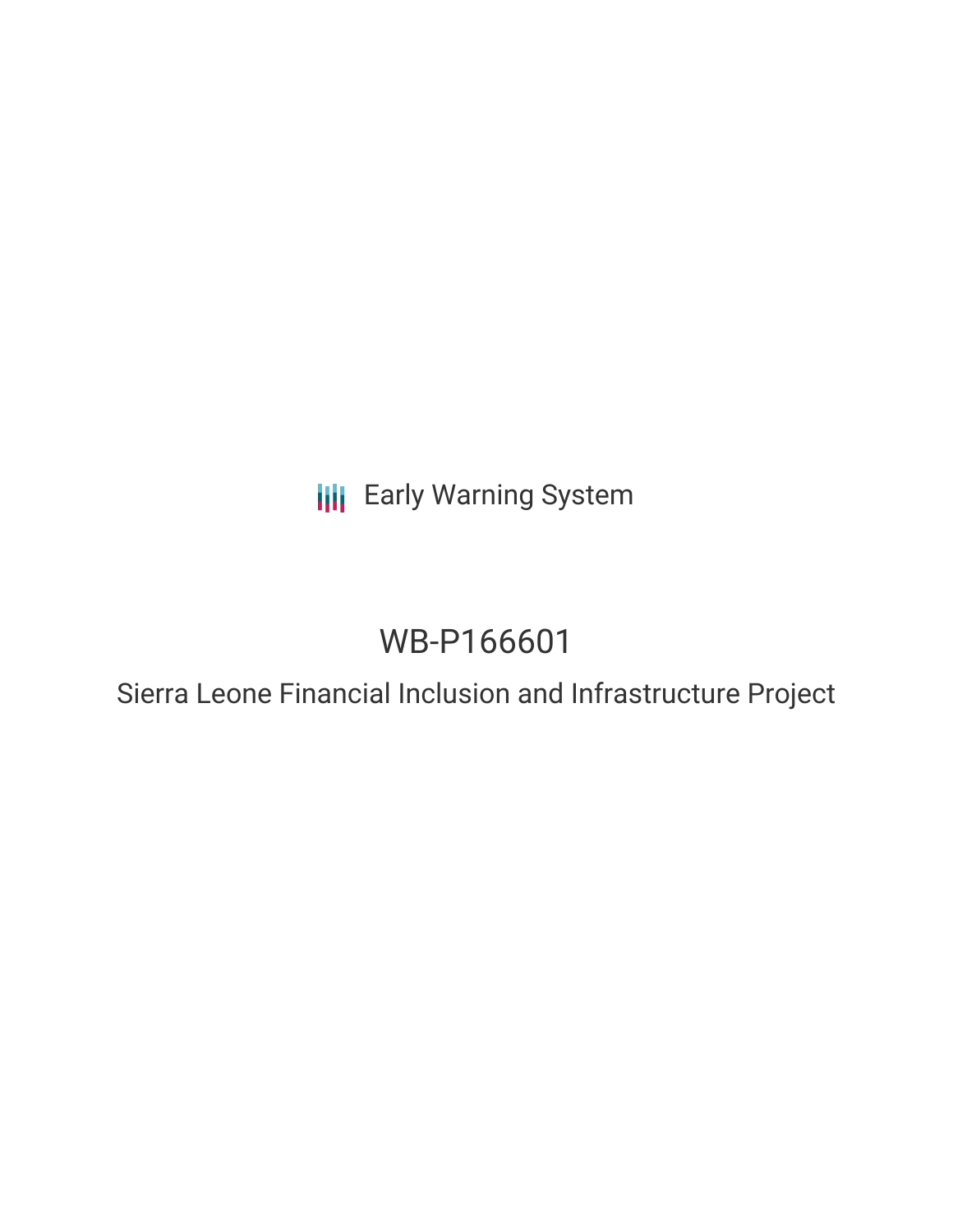Early Warning System

# WB-P166601

## Sierra Leone Financial Inclusion and Infrastructure Project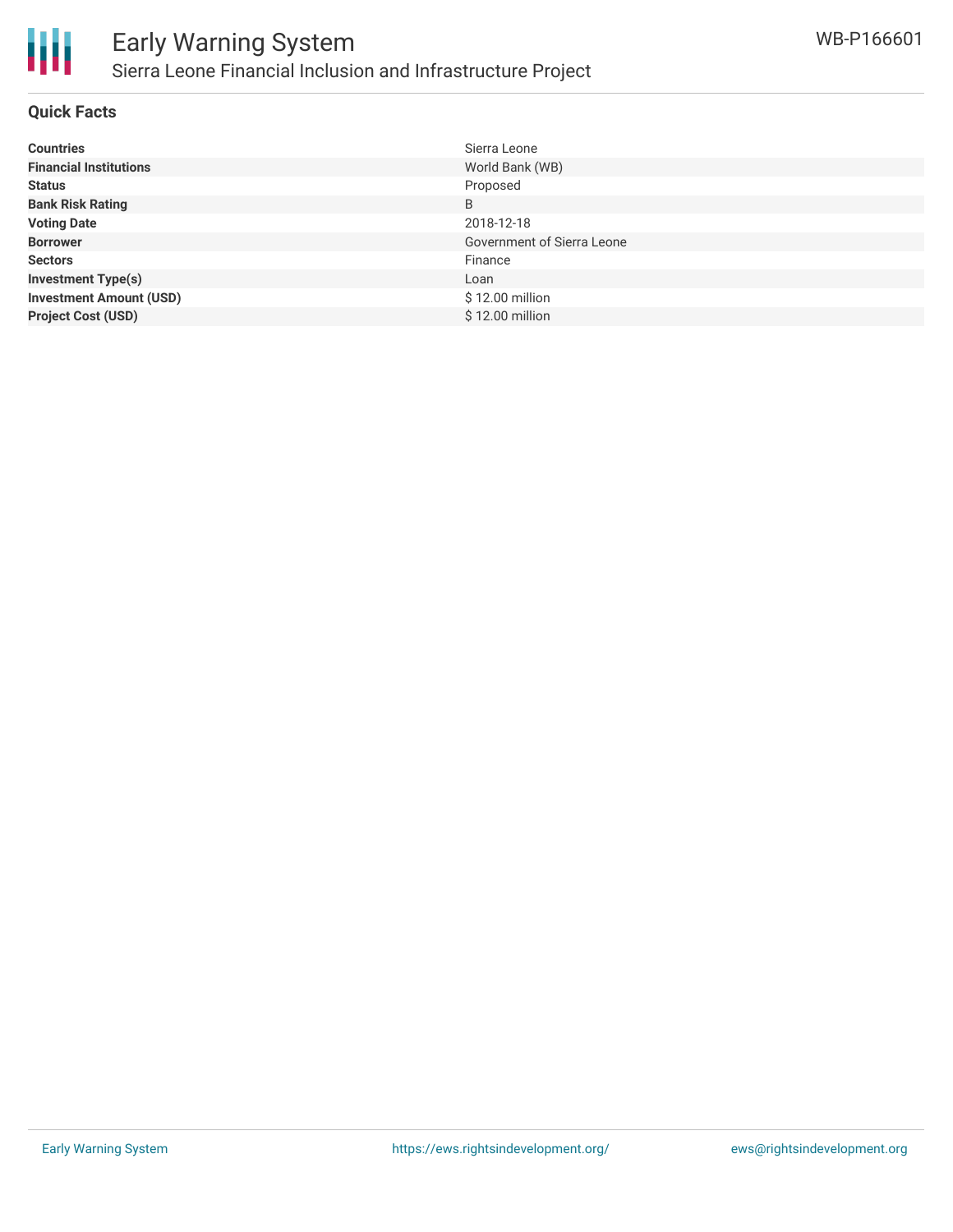# Early Warning System

## Sierra Leone Financial Inclusion and Infrastructure Project

WB-P166601

### Quick Facts

| | |
|---|---|
| **Countries** | Sierra Leone |
| **Financial Institutions** | World Bank (WB) |
| **Status** | Proposed |
| **Bank Risk Rating** | B |
| **Voting Date** | 2018-12-18 |
| **Borrower** | Government of Sierra Leone |
| **Sectors** | Finance |
| **Investment Type(s)** | Loan |
| **Investment Amount (USD)** | $ 12.00 million |
| **Project Cost (USD)** | $ 12.00 million |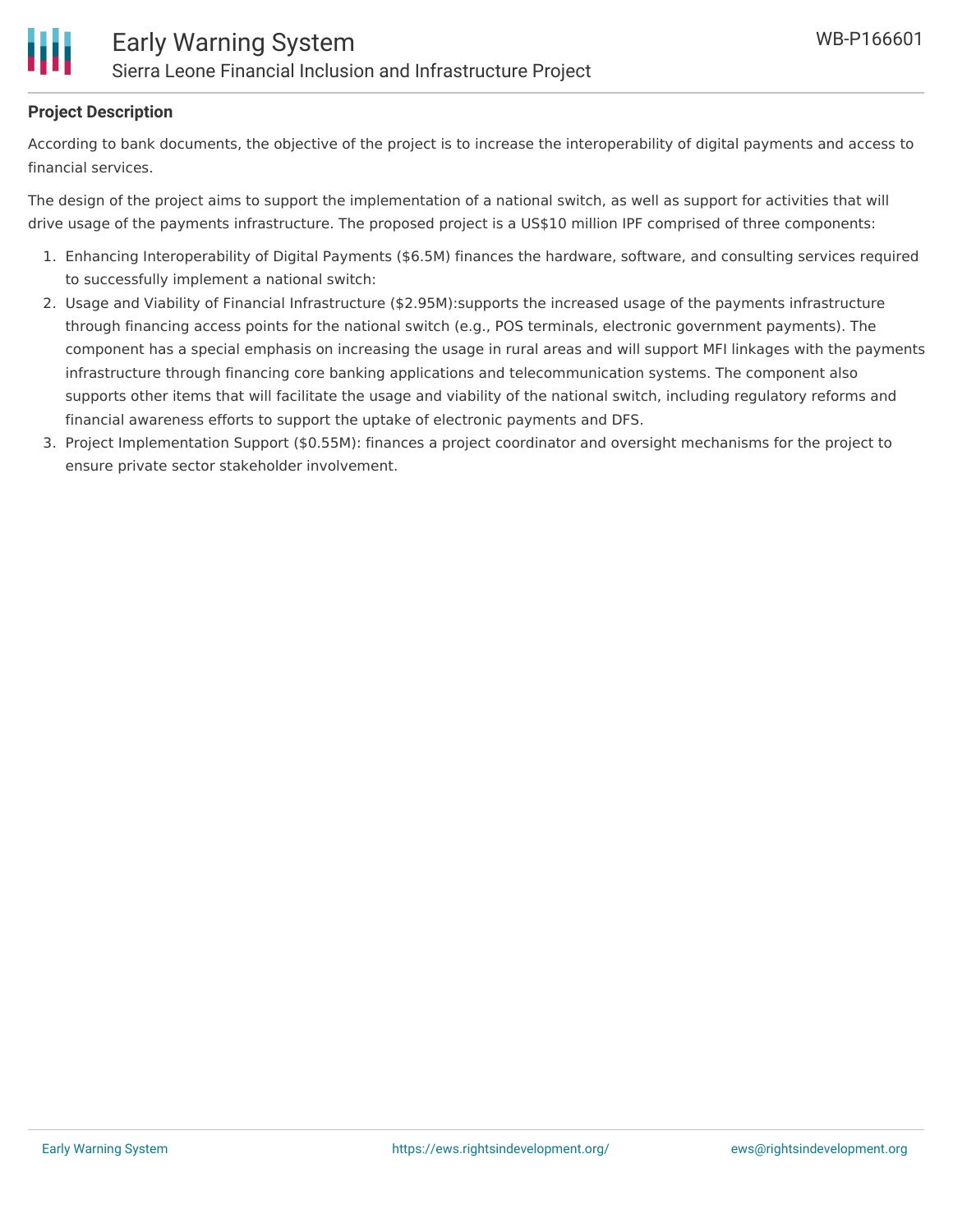**Project Description**

According to bank documents, the objective of the project is to increase the interoperability of digital payments and access to financial services.

The design of the project aims to support the implementation of a national switch, as well as support for activities that will drive usage of the payments infrastructure. The proposed project is a US$10 million IPF comprised of three components:

1. Enhancing Interoperability of Digital Payments ($6.5M) finances the hardware, software, and consulting services required to successfully implement a national switch:
2. Usage and Viability of Financial Infrastructure ($2.95M):supports the increased usage of the payments infrastructure through financing access points for the national switch (e.g., POS terminals, electronic government payments). The component has a special emphasis on increasing the usage in rural areas and will support MFI linkages with the payments infrastructure through financing core banking applications and telecommunication systems. The component also supports other items that will facilitate the usage and viability of the national switch, including regulatory reforms and financial awareness efforts to support the uptake of electronic payments and DFS.
3. Project Implementation Support ($0.55M): finances a project coordinator and oversight mechanisms for the project to ensure private sector stakeholder involvement.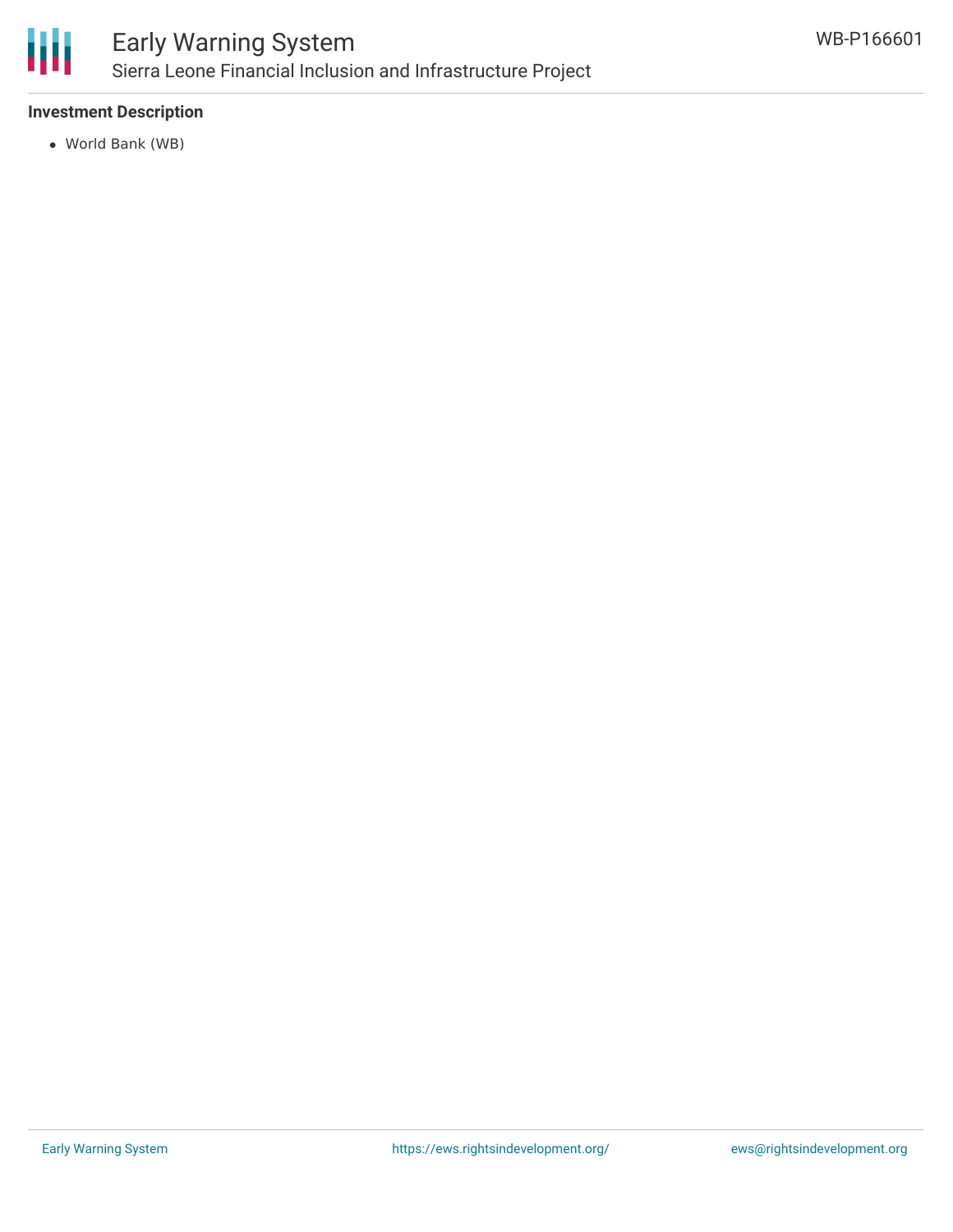### Investment Description

- World Bank (WB)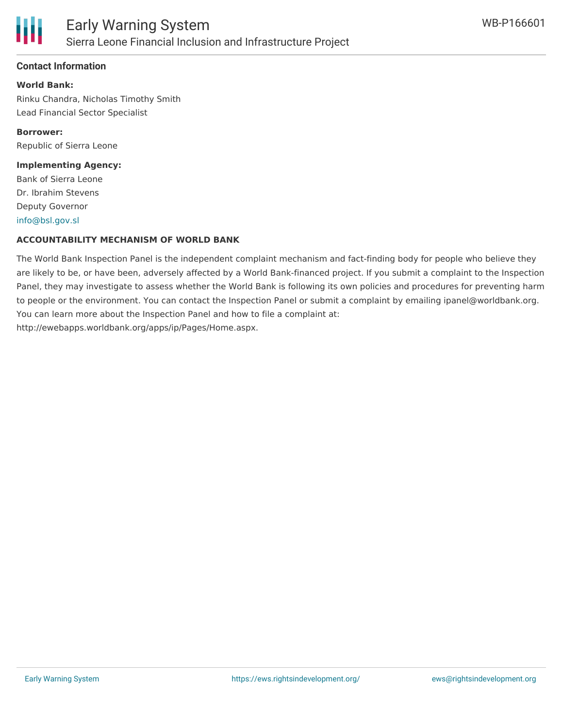### Contact Information

**World Bank:**

Rinku Chandra, Nicholas Timothy Smith
Lead Financial Sector Specialist

**Borrower:**

Republic of Sierra Leone

**Implementing Agency:**

Bank of Sierra Leone
Dr. Ibrahim Stevens
Deputy Governor
info@bsl.gov.sl

### ACCOUNTABILITY MECHANISM OF WORLD BANK

The World Bank Inspection Panel is the independent complaint mechanism and fact-finding body for people who believe they are likely to be, or have been, adversely affected by a World Bank-financed project. If you submit a complaint to the Inspection Panel, they may investigate to assess whether the World Bank is following its own policies and procedures for preventing harm to people or the environment. You can contact the Inspection Panel or submit a complaint by emailing ipanel@worldbank.org. You can learn more about the Inspection Panel and how to file a complaint at: http://ewebapps.worldbank.org/apps/ip/Pages/Home.aspx.